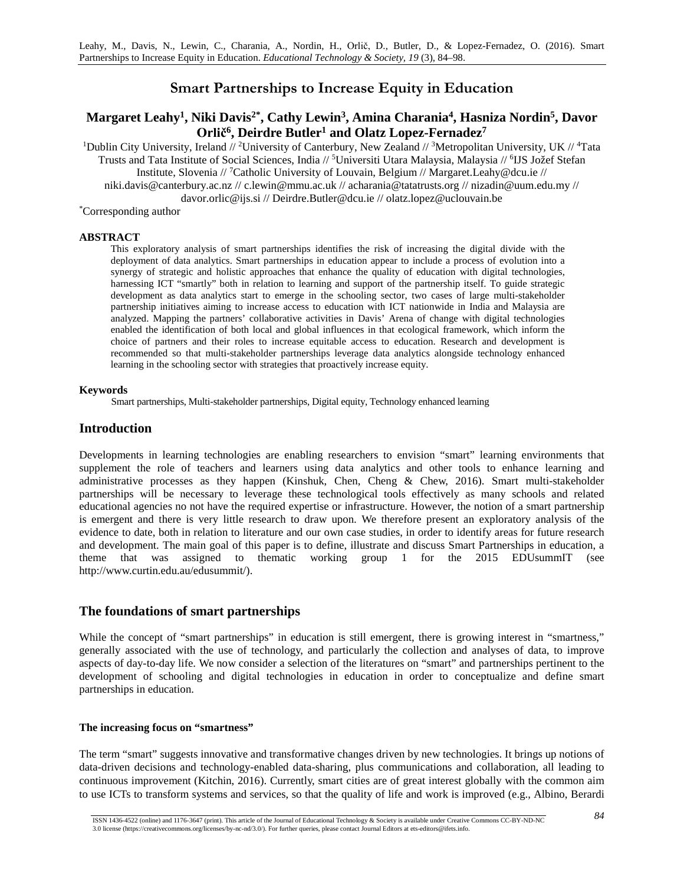Leahy, M., Davis, N., Lewin, C., Charania, A., Nordin, H., Orlič, D., Butler, D., & Lopez-Fernadez, O. (2016). Smart Partnerships to Increase Equity in Education. *Educational Technology & Society, 19* (3), 84–98.

# Smart Partnerships to Increase Equity in Education

**Margaret Leahy[1], Niki Davis[2*], Cathy Lewin[3], Amina Charania[4], Hasniza Nordin[5], Davor Orlič[6], Deirdre Butler[1] and Olatz Lopez-Fernadez[7]**

[1]Dublin City University, Ireland // [2]University of Canterbury, New Zealand // [3]Metropolitan University, UK // [4]Tata Trusts and Tata Institute of Social Sciences, India // [5]Universiti Utara Malaysia, Malaysia // [6]IJS Jožef Stefan Institute, Slovenia // [7]Catholic University of Louvain, Belgium // Margaret.Leahy@dcu.ie // niki.davis@canterbury.ac.nz // c.lewin@mmu.ac.uk // acharania@tatatrusts.org // nizadin@uum.edu.my // davor.orlic@ijs.si // Deirdre.Butler@dcu.ie // olatz.lopez@uclouvain.be

[*]Corresponding author

**ABSTRACT**

This exploratory analysis of smart partnerships identifies the risk of increasing the digital divide with the deployment of data analytics. Smart partnerships in education appear to include a process of evolution into a synergy of strategic and holistic approaches that enhance the quality of education with digital technologies, harnessing ICT "smartly" both in relation to learning and support of the partnership itself. To guide strategic development as data analytics start to emerge in the schooling sector, two cases of large multi-stakeholder partnership initiatives aiming to increase access to education with ICT nationwide in India and Malaysia are analyzed. Mapping the partners' collaborative activities in Davis' Arena of change with digital technologies enabled the identification of both local and global influences in that ecological framework, which inform the choice of partners and their roles to increase equitable access to education. Research and development is recommended so that multi-stakeholder partnerships leverage data analytics alongside technology enhanced learning in the schooling sector with strategies that proactively increase equity.

**Keywords**

Smart partnerships, Multi-stakeholder partnerships, Digital equity, Technology enhanced learning

## Introduction

Developments in learning technologies are enabling researchers to envision "smart" learning environments that supplement the role of teachers and learners using data analytics and other tools to enhance learning and administrative processes as they happen (Kinshuk, Chen, Cheng & Chew, 2016). Smart multi-stakeholder partnerships will be necessary to leverage these technological tools effectively as many schools and related educational agencies no not have the required expertise or infrastructure. However, the notion of a smart partnership is emergent and there is very little research to draw upon. We therefore present an exploratory analysis of the evidence to date, both in relation to literature and our own case studies, in order to identify areas for future research and development. The main goal of this paper is to define, illustrate and discuss Smart Partnerships in education, a theme that was assigned to thematic working group 1 for the 2015 EDUsummIT (see http://www.curtin.edu.au/edusummit/).

## The foundations of smart partnerships

While the concept of "smart partnerships" in education is still emergent, there is growing interest in "smartness," generally associated with the use of technology, and particularly the collection and analyses of data, to improve aspects of day-to-day life. We now consider a selection of the literatures on "smart" and partnerships pertinent to the development of schooling and digital technologies in education in order to conceptualize and define smart partnerships in education.

### The increasing focus on "smartness"

The term "smart" suggests innovative and transformative changes driven by new technologies. It brings up notions of data-driven decisions and technology-enabled data-sharing, plus communications and collaboration, all leading to continuous improvement (Kitchin, 2016). Currently, smart cities are of great interest globally with the common aim to use ICTs to transform systems and services, so that the quality of life and work is improved (e.g., Albino, Berardi

ISSN 1436-4522 (online) and 1176-3647 (print). This article of the Journal of Educational Technology & Society is available under Creative Commons CC-BY-ND-NC 3.0 license (https://creativecommons.org/licenses/by-nc-nd/3.0/). For further queries, please contact Journal Editors at ets-editors@ifets.info.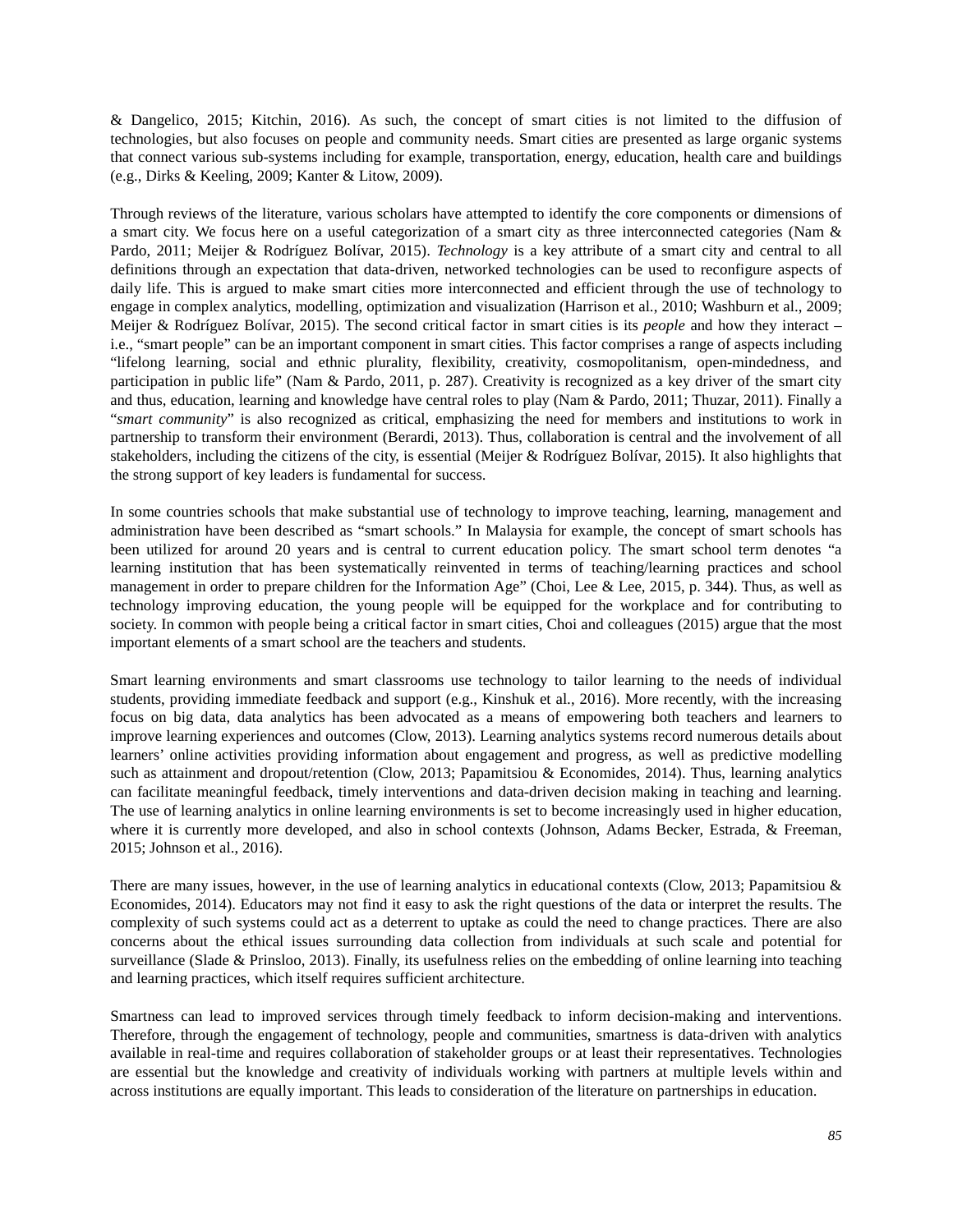& Dangelico, 2015; Kitchin, 2016). As such, the concept of smart cities is not limited to the diffusion of technologies, but also focuses on people and community needs. Smart cities are presented as large organic systems that connect various sub-systems including for example, transportation, energy, education, health care and buildings (e.g., Dirks & Keeling, 2009; Kanter & Litow, 2009).

Through reviews of the literature, various scholars have attempted to identify the core components or dimensions of a smart city. We focus here on a useful categorization of a smart city as three interconnected categories (Nam & Pardo, 2011; Meijer & Rodríguez Bolívar, 2015). *Technology* is a key attribute of a smart city and central to all definitions through an expectation that data-driven, networked technologies can be used to reconfigure aspects of daily life. This is argued to make smart cities more interconnected and efficient through the use of technology to engage in complex analytics, modelling, optimization and visualization (Harrison et al., 2010; Washburn et al., 2009; Meijer & Rodríguez Bolívar, 2015). The second critical factor in smart cities is its *people* and how they interact – i.e., "smart people" can be an important component in smart cities. This factor comprises a range of aspects including "lifelong learning, social and ethnic plurality, flexibility, creativity, cosmopolitanism, open-mindedness, and participation in public life" (Nam & Pardo, 2011, p. 287). Creativity is recognized as a key driver of the smart city and thus, education, learning and knowledge have central roles to play (Nam & Pardo, 2011; Thuzar, 2011). Finally a "*smart community*" is also recognized as critical, emphasizing the need for members and institutions to work in partnership to transform their environment (Berardi, 2013). Thus, collaboration is central and the involvement of all stakeholders, including the citizens of the city, is essential (Meijer & Rodríguez Bolívar, 2015). It also highlights that the strong support of key leaders is fundamental for success.

In some countries schools that make substantial use of technology to improve teaching, learning, management and administration have been described as "smart schools." In Malaysia for example, the concept of smart schools has been utilized for around 20 years and is central to current education policy. The smart school term denotes "a learning institution that has been systematically reinvented in terms of teaching/learning practices and school management in order to prepare children for the Information Age" (Choi, Lee & Lee, 2015, p. 344). Thus, as well as technology improving education, the young people will be equipped for the workplace and for contributing to society. In common with people being a critical factor in smart cities, Choi and colleagues (2015) argue that the most important elements of a smart school are the teachers and students.

Smart learning environments and smart classrooms use technology to tailor learning to the needs of individual students, providing immediate feedback and support (e.g., Kinshuk et al., 2016). More recently, with the increasing focus on big data, data analytics has been advocated as a means of empowering both teachers and learners to improve learning experiences and outcomes (Clow, 2013). Learning analytics systems record numerous details about learners' online activities providing information about engagement and progress, as well as predictive modelling such as attainment and dropout/retention (Clow, 2013; Papamitsiou & Economides, 2014). Thus, learning analytics can facilitate meaningful feedback, timely interventions and data-driven decision making in teaching and learning. The use of learning analytics in online learning environments is set to become increasingly used in higher education, where it is currently more developed, and also in school contexts (Johnson, Adams Becker, Estrada, & Freeman, 2015; Johnson et al., 2016).

There are many issues, however, in the use of learning analytics in educational contexts (Clow, 2013; Papamitsiou & Economides, 2014). Educators may not find it easy to ask the right questions of the data or interpret the results. The complexity of such systems could act as a deterrent to uptake as could the need to change practices. There are also concerns about the ethical issues surrounding data collection from individuals at such scale and potential for surveillance (Slade & Prinsloo, 2013). Finally, its usefulness relies on the embedding of online learning into teaching and learning practices, which itself requires sufficient architecture.

Smartness can lead to improved services through timely feedback to inform decision-making and interventions. Therefore, through the engagement of technology, people and communities, smartness is data-driven with analytics available in real-time and requires collaboration of stakeholder groups or at least their representatives. Technologies are essential but the knowledge and creativity of individuals working with partners at multiple levels within and across institutions are equally important. This leads to consideration of the literature on partnerships in education.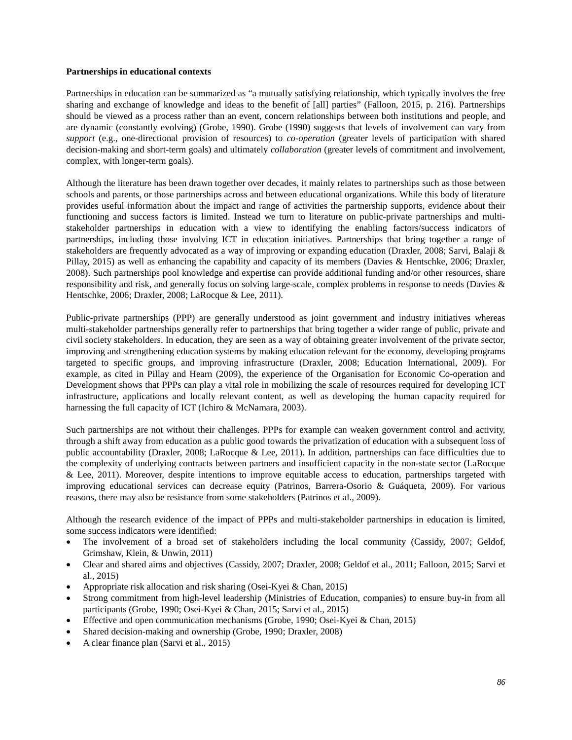**Partnerships in educational contexts**

Partnerships in education can be summarized as "a mutually satisfying relationship, which typically involves the free sharing and exchange of knowledge and ideas to the benefit of [all] parties" (Falloon, 2015, p. 216). Partnerships should be viewed as a process rather than an event, concern relationships between both institutions and people, and are dynamic (constantly evolving) (Grobe, 1990). Grobe (1990) suggests that levels of involvement can vary from *support* (e.g., one-directional provision of resources) to *co-operation* (greater levels of participation with shared decision-making and short-term goals) and ultimately *collaboration* (greater levels of commitment and involvement, complex, with longer-term goals).

Although the literature has been drawn together over decades, it mainly relates to partnerships such as those between schools and parents, or those partnerships across and between educational organizations. While this body of literature provides useful information about the impact and range of activities the partnership supports, evidence about their functioning and success factors is limited. Instead we turn to literature on public-private partnerships and multi-stakeholder partnerships in education with a view to identifying the enabling factors/success indicators of partnerships, including those involving ICT in education initiatives. Partnerships that bring together a range of stakeholders are frequently advocated as a way of improving or expanding education (Draxler, 2008; Sarvi, Balaji & Pillay, 2015) as well as enhancing the capability and capacity of its members (Davies & Hentschke, 2006; Draxler, 2008). Such partnerships pool knowledge and expertise can provide additional funding and/or other resources, share responsibility and risk, and generally focus on solving large-scale, complex problems in response to needs (Davies & Hentschke, 2006; Draxler, 2008; LaRocque & Lee, 2011).

Public-private partnerships (PPP) are generally understood as joint government and industry initiatives whereas multi-stakeholder partnerships generally refer to partnerships that bring together a wider range of public, private and civil society stakeholders. In education, they are seen as a way of obtaining greater involvement of the private sector, improving and strengthening education systems by making education relevant for the economy, developing programs targeted to specific groups, and improving infrastructure (Draxler, 2008; Education International, 2009). For example, as cited in Pillay and Hearn (2009), the experience of the Organisation for Economic Co-operation and Development shows that PPPs can play a vital role in mobilizing the scale of resources required for developing ICT infrastructure, applications and locally relevant content, as well as developing the human capacity required for harnessing the full capacity of ICT (Ichiro & McNamara, 2003).

Such partnerships are not without their challenges. PPPs for example can weaken government control and activity, through a shift away from education as a public good towards the privatization of education with a subsequent loss of public accountability (Draxler, 2008; LaRocque & Lee, 2011). In addition, partnerships can face difficulties due to the complexity of underlying contracts between partners and insufficient capacity in the non-state sector (LaRocque & Lee, 2011). Moreover, despite intentions to improve equitable access to education, partnerships targeted with improving educational services can decrease equity (Patrinos, Barrera-Osorio & Guáqueta, 2009). For various reasons, there may also be resistance from some stakeholders (Patrinos et al., 2009).

Although the research evidence of the impact of PPPs and multi-stakeholder partnerships in education is limited, some success indicators were identified:

- The involvement of a broad set of stakeholders including the local community (Cassidy, 2007; Geldof, Grimshaw, Klein, & Unwin, 2011)
- Clear and shared aims and objectives (Cassidy, 2007; Draxler, 2008; Geldof et al., 2011; Falloon, 2015; Sarvi et al., 2015)
- Appropriate risk allocation and risk sharing (Osei-Kyei & Chan, 2015)
- Strong commitment from high-level leadership (Ministries of Education, companies) to ensure buy-in from all participants (Grobe, 1990; Osei-Kyei & Chan, 2015; Sarvi et al., 2015)
- Effective and open communication mechanisms (Grobe, 1990; Osei-Kyei & Chan, 2015)
- Shared decision-making and ownership (Grobe, 1990; Draxler, 2008)
- A clear finance plan (Sarvi et al., 2015)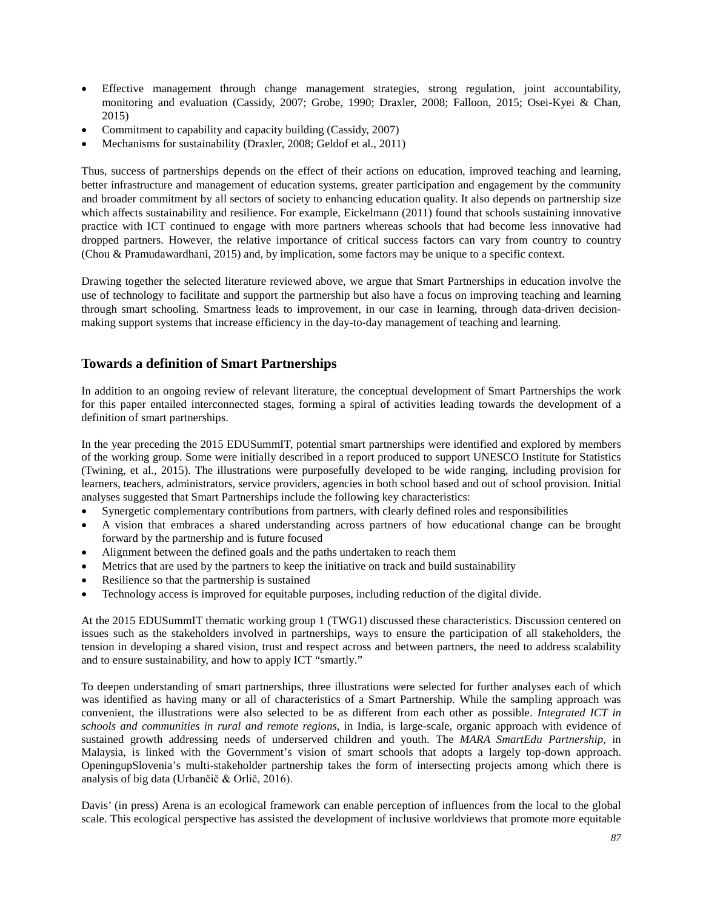- Effective management through change management strategies, strong regulation, joint accountability, monitoring and evaluation (Cassidy, 2007; Grobe, 1990; Draxler, 2008; Falloon, 2015; Osei-Kyei & Chan, 2015)
- Commitment to capability and capacity building (Cassidy, 2007)
- Mechanisms for sustainability (Draxler, 2008; Geldof et al., 2011)

Thus, success of partnerships depends on the effect of their actions on education, improved teaching and learning, better infrastructure and management of education systems, greater participation and engagement by the community and broader commitment by all sectors of society to enhancing education quality. It also depends on partnership size which affects sustainability and resilience. For example, Eickelmann (2011) found that schools sustaining innovative practice with ICT continued to engage with more partners whereas schools that had become less innovative had dropped partners. However, the relative importance of critical success factors can vary from country to country (Chou & Pramudawardhani, 2015) and, by implication, some factors may be unique to a specific context.

Drawing together the selected literature reviewed above, we argue that Smart Partnerships in education involve the use of technology to facilitate and support the partnership but also have a focus on improving teaching and learning through smart schooling. Smartness leads to improvement, in our case in learning, through data-driven decision-making support systems that increase efficiency in the day-to-day management of teaching and learning.

## Towards a definition of Smart Partnerships

In addition to an ongoing review of relevant literature, the conceptual development of Smart Partnerships the work for this paper entailed interconnected stages, forming a spiral of activities leading towards the development of a definition of smart partnerships.

In the year preceding the 2015 EDUSummIT, potential smart partnerships were identified and explored by members of the working group. Some were initially described in a report produced to support UNESCO Institute for Statistics (Twining, et al., 2015). The illustrations were purposefully developed to be wide ranging, including provision for learners, teachers, administrators, service providers, agencies in both school based and out of school provision. Initial analyses suggested that Smart Partnerships include the following key characteristics:

- Synergetic complementary contributions from partners, with clearly defined roles and responsibilities
- A vision that embraces a shared understanding across partners of how educational change can be brought forward by the partnership and is future focused
- Alignment between the defined goals and the paths undertaken to reach them
- Metrics that are used by the partners to keep the initiative on track and build sustainability
- Resilience so that the partnership is sustained
- Technology access is improved for equitable purposes, including reduction of the digital divide.

At the 2015 EDUSummIT thematic working group 1 (TWG1) discussed these characteristics. Discussion centered on issues such as the stakeholders involved in partnerships, ways to ensure the participation of all stakeholders, the tension in developing a shared vision, trust and respect across and between partners, the need to address scalability and to ensure sustainability, and how to apply ICT "smartly."

To deepen understanding of smart partnerships, three illustrations were selected for further analyses each of which was identified as having many or all of characteristics of a Smart Partnership. While the sampling approach was convenient, the illustrations were also selected to be as different from each other as possible. *Integrated ICT in schools and communities in rural and remote regions*, in India, is large-scale, organic approach with evidence of sustained growth addressing needs of underserved children and youth. The *MARA SmartEdu Partnership*, in Malaysia, is linked with the Government's vision of smart schools that adopts a largely top-down approach. OpeningupSlovenia's multi-stakeholder partnership takes the form of intersecting projects among which there is analysis of big data (Urbančič & Orlič, 2016).

Davis' (in press) Arena is an ecological framework can enable perception of influences from the local to the global scale. This ecological perspective has assisted the development of inclusive worldviews that promote more equitable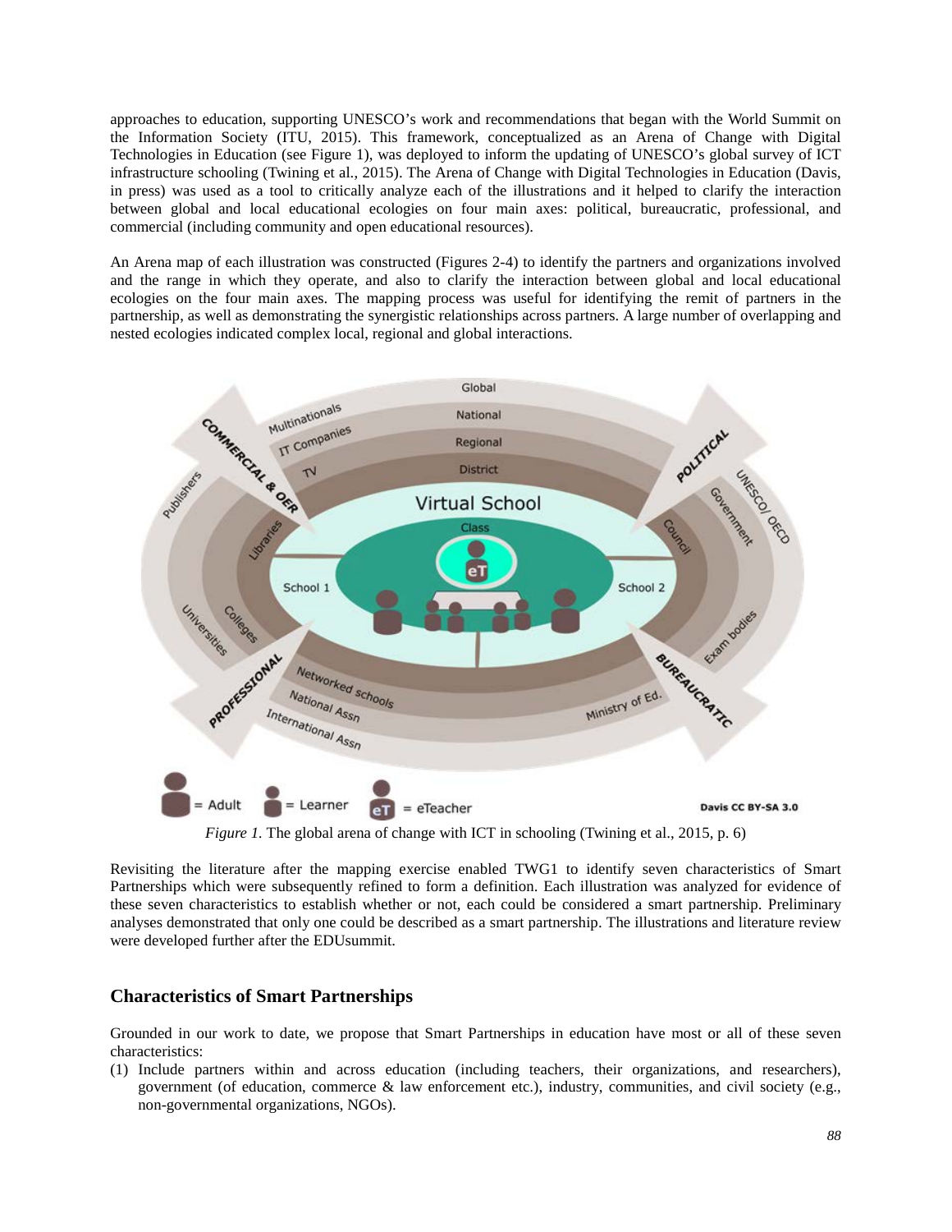approaches to education, supporting UNESCO's work and recommendations that began with the World Summit on the Information Society (ITU, 2015). This framework, conceptualized as an Arena of Change with Digital Technologies in Education (see Figure 1), was deployed to inform the updating of UNESCO's global survey of ICT infrastructure schooling (Twining et al., 2015). The Arena of Change with Digital Technologies in Education (Davis, in press) was used as a tool to critically analyze each of the illustrations and it helped to clarify the interaction between global and local educational ecologies on four main axes: political, bureaucratic, professional, and commercial (including community and open educational resources).

An Arena map of each illustration was constructed (Figures 2-4) to identify the partners and organizations involved and the range in which they operate, and also to clarify the interaction between global and local educational ecologies on the four main axes. The mapping process was useful for identifying the remit of partners in the partnership, as well as demonstrating the synergistic relationships across partners. A large number of overlapping and nested ecologies indicated complex local, regional and global interactions.

*Figure 1.* The global arena of change with ICT in schooling (Twining et al., 2015, p. 6)

Revisiting the literature after the mapping exercise enabled TWG1 to identify seven characteristics of Smart Partnerships which were subsequently refined to form a definition. Each illustration was analyzed for evidence of these seven characteristics to establish whether or not, each could be considered a smart partnership. Preliminary analyses demonstrated that only one could be described as a smart partnership. The illustrations and literature review were developed further after the EDUsummit.

## Characteristics of Smart Partnerships

Grounded in our work to date, we propose that Smart Partnerships in education have most or all of these seven characteristics:

(1) Include partners within and across education (including teachers, their organizations, and researchers), government (of education, commerce & law enforcement etc.), industry, communities, and civil society (e.g., non-governmental organizations, NGOs).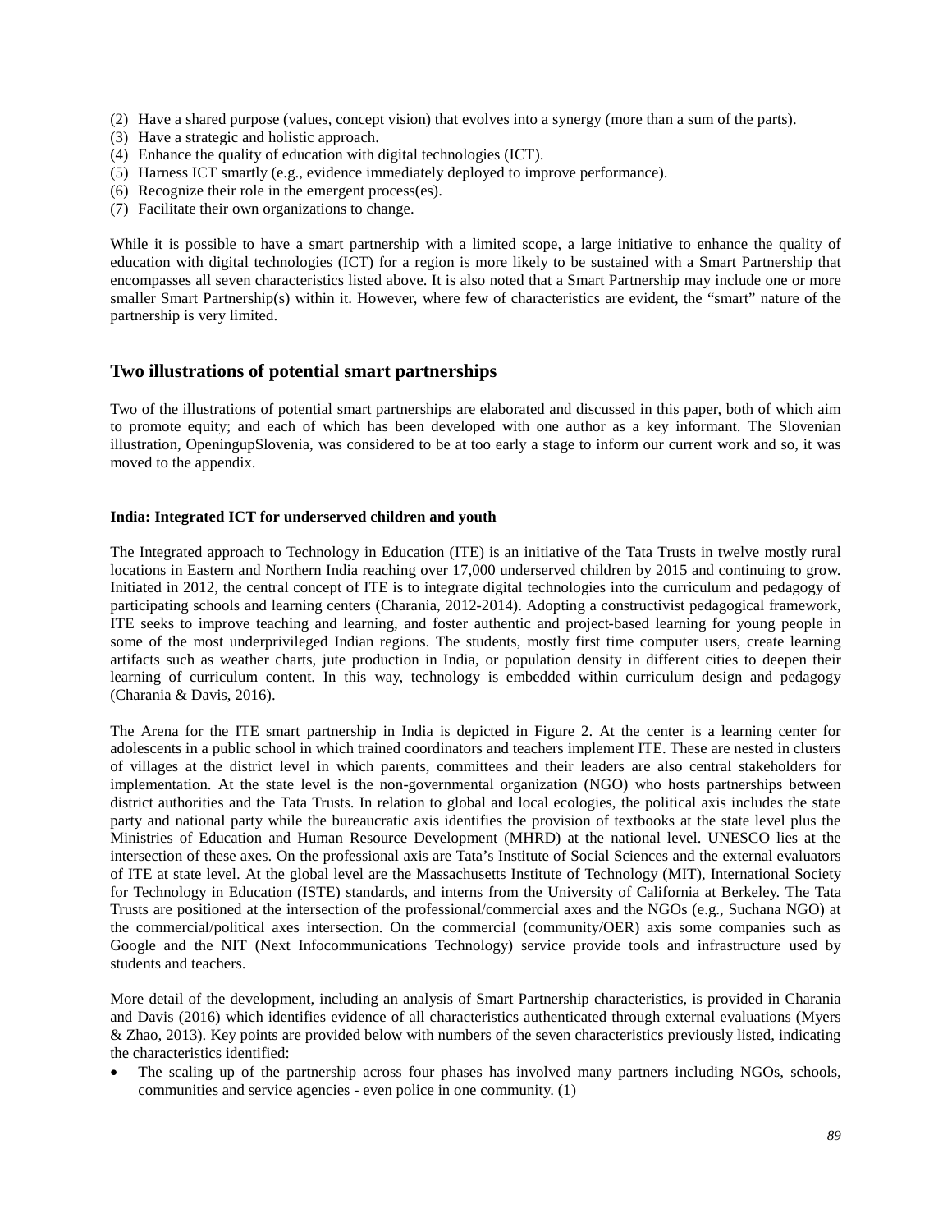(2) Have a shared purpose (values, concept vision) that evolves into a synergy (more than a sum of the parts).
(3) Have a strategic and holistic approach.
(4) Enhance the quality of education with digital technologies (ICT).
(5) Harness ICT smartly (e.g., evidence immediately deployed to improve performance).
(6) Recognize their role in the emergent process(es).
(7) Facilitate their own organizations to change.

While it is possible to have a smart partnership with a limited scope, a large initiative to enhance the quality of education with digital technologies (ICT) for a region is more likely to be sustained with a Smart Partnership that encompasses all seven characteristics listed above. It is also noted that a Smart Partnership may include one or more smaller Smart Partnership(s) within it. However, where few of characteristics are evident, the "smart" nature of the partnership is very limited.

## Two illustrations of potential smart partnerships

Two of the illustrations of potential smart partnerships are elaborated and discussed in this paper, both of which aim to promote equity; and each of which has been developed with one author as a key informant. The Slovenian illustration, OpeningupSlovenia, was considered to be at too early a stage to inform our current work and so, it was moved to the appendix.

### India: Integrated ICT for underserved children and youth

The Integrated approach to Technology in Education (ITE) is an initiative of the Tata Trusts in twelve mostly rural locations in Eastern and Northern India reaching over 17,000 underserved children by 2015 and continuing to grow. Initiated in 2012, the central concept of ITE is to integrate digital technologies into the curriculum and pedagogy of participating schools and learning centers (Charania, 2012-2014). Adopting a constructivist pedagogical framework, ITE seeks to improve teaching and learning, and foster authentic and project-based learning for young people in some of the most underprivileged Indian regions. The students, mostly first time computer users, create learning artifacts such as weather charts, jute production in India, or population density in different cities to deepen their learning of curriculum content. In this way, technology is embedded within curriculum design and pedagogy (Charania & Davis, 2016).

The Arena for the ITE smart partnership in India is depicted in Figure 2. At the center is a learning center for adolescents in a public school in which trained coordinators and teachers implement ITE. These are nested in clusters of villages at the district level in which parents, committees and their leaders are also central stakeholders for implementation. At the state level is the non-governmental organization (NGO) who hosts partnerships between district authorities and the Tata Trusts. In relation to global and local ecologies, the political axis includes the state party and national party while the bureaucratic axis identifies the provision of textbooks at the state level plus the Ministries of Education and Human Resource Development (MHRD) at the national level. UNESCO lies at the intersection of these axes. On the professional axis are Tata's Institute of Social Sciences and the external evaluators of ITE at state level. At the global level are the Massachusetts Institute of Technology (MIT), International Society for Technology in Education (ISTE) standards, and interns from the University of California at Berkeley. The Tata Trusts are positioned at the intersection of the professional/commercial axes and the NGOs (e.g., Suchana NGO) at the commercial/political axes intersection. On the commercial (community/OER) axis some companies such as Google and the NIT (Next Infocommunications Technology) service provide tools and infrastructure used by students and teachers.

More detail of the development, including an analysis of Smart Partnership characteristics, is provided in Charania and Davis (2016) which identifies evidence of all characteristics authenticated through external evaluations (Myers & Zhao, 2013). Key points are provided below with numbers of the seven characteristics previously listed, indicating the characteristics identified:

- The scaling up of the partnership across four phases has involved many partners including NGOs, schools, communities and service agencies - even police in one community. (1)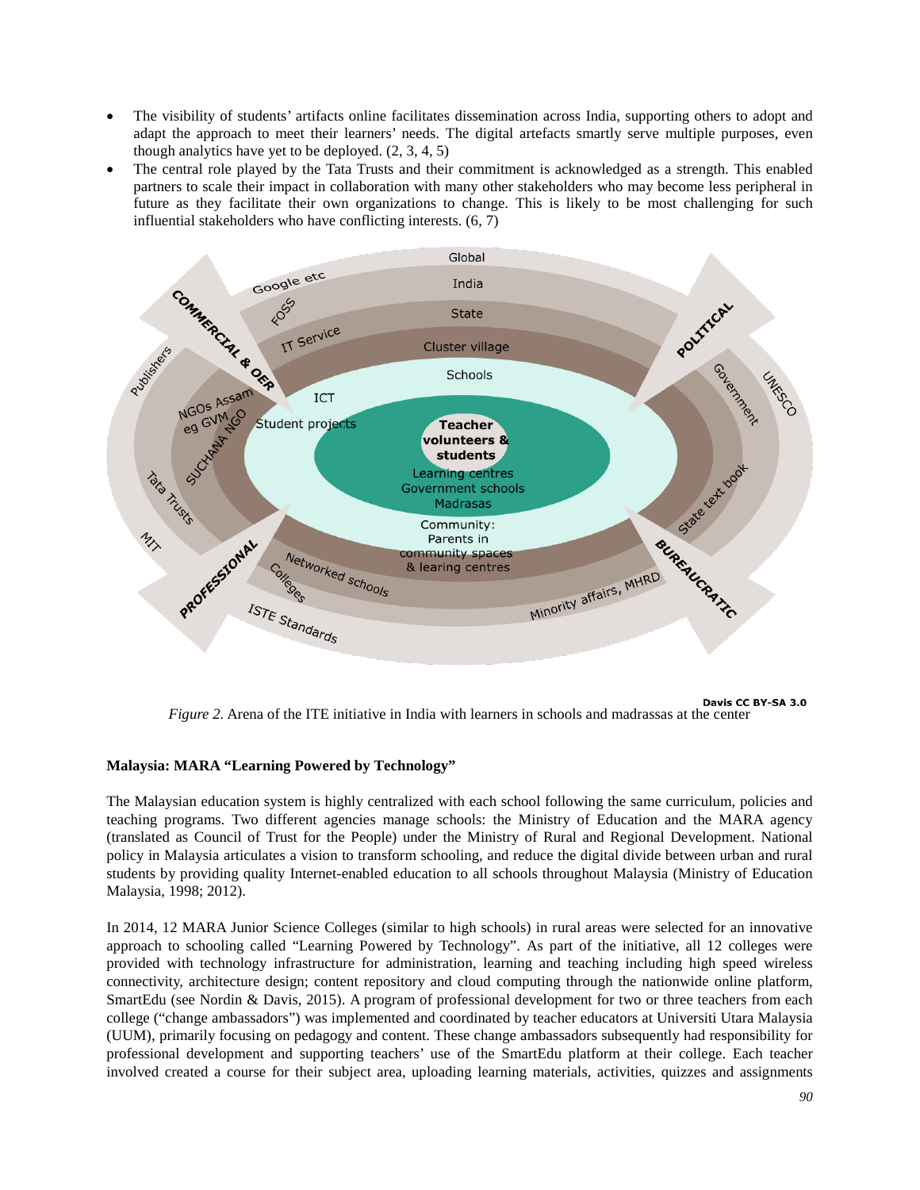- The visibility of students' artifacts online facilitates dissemination across India, supporting others to adopt and adapt the approach to meet their learners' needs. The digital artefacts smartly serve multiple purposes, even though analytics have yet to be deployed. (2, 3, 4, 5)
- The central role played by the Tata Trusts and their commitment is acknowledged as a strength. This enabled partners to scale their impact in collaboration with many other stakeholders who may become less peripheral in future as they facilitate their own organizations to change. This is likely to be most challenging for such influential stakeholders who have conflicting interests. (6, 7)

*Figure 2.* Arena of the ITE initiative in India with learners in schools and madrassas at the center

## Malaysia: MARA "Learning Powered by Technology"

The Malaysian education system is highly centralized with each school following the same curriculum, policies and teaching programs. Two different agencies manage schools: the Ministry of Education and the MARA agency (translated as Council of Trust for the People) under the Ministry of Rural and Regional Development. National policy in Malaysia articulates a vision to transform schooling, and reduce the digital divide between urban and rural students by providing quality Internet-enabled education to all schools throughout Malaysia (Ministry of Education Malaysia, 1998; 2012).

In 2014, 12 MARA Junior Science Colleges (similar to high schools) in rural areas were selected for an innovative approach to schooling called "Learning Powered by Technology". As part of the initiative, all 12 colleges were provided with technology infrastructure for administration, learning and teaching including high speed wireless connectivity, architecture design; content repository and cloud computing through the nationwide online platform, SmartEdu (see Nordin & Davis, 2015). A program of professional development for two or three teachers from each college ("change ambassadors") was implemented and coordinated by teacher educators at Universiti Utara Malaysia (UUM), primarily focusing on pedagogy and content. These change ambassadors subsequently had responsibility for professional development and supporting teachers' use of the SmartEdu platform at their college. Each teacher involved created a course for their subject area, uploading learning materials, activities, quizzes and assignments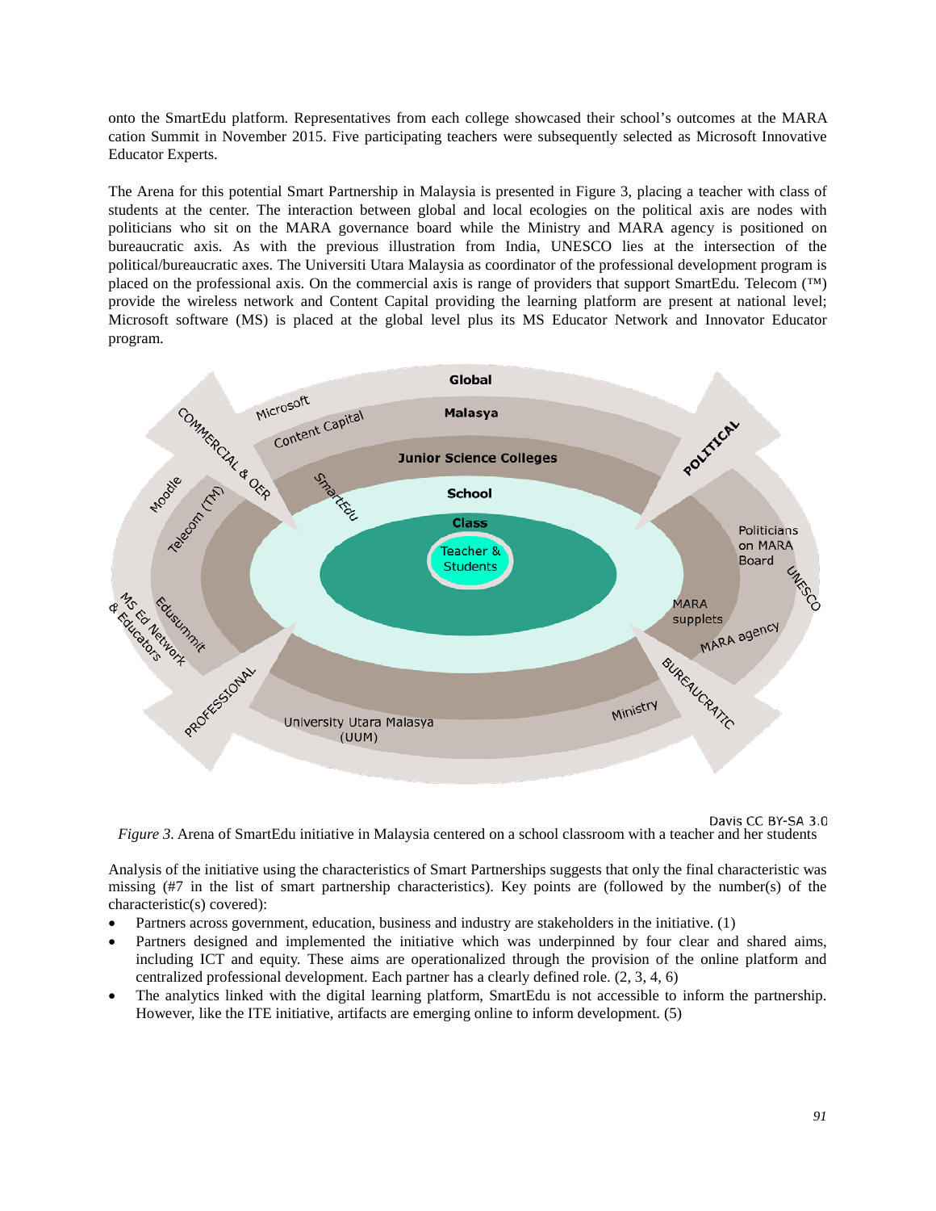onto the SmartEdu platform. Representatives from each college showcased their school's outcomes at the MARA cation Summit in November 2015. Five participating teachers were subsequently selected as Microsoft Innovative Educator Experts.

The Arena for this potential Smart Partnership in Malaysia is presented in Figure 3, placing a teacher with class of students at the center. The interaction between global and local ecologies on the political axis are nodes with politicians who sit on the MARA governance board while the Ministry and MARA agency is positioned on bureaucratic axis. As with the previous illustration from India, UNESCO lies at the intersection of the political/bureaucratic axes. The Universiti Utara Malaysia as coordinator of the professional development program is placed on the professional axis. On the commercial axis is range of providers that support SmartEdu. Telecom (™) provide the wireless network and Content Capital providing the learning platform are present at national level; Microsoft software (MS) is placed at the global level plus its MS Educator Network and Innovator Educator program.

Davis CC BY-SA 3.0

*Figure 3.* Arena of SmartEdu initiative in Malaysia centered on a school classroom with a teacher and her students

Analysis of the initiative using the characteristics of Smart Partnerships suggests that only the final characteristic was missing (#7 in the list of smart partnership characteristics). Key points are (followed by the number(s) of the characteristic(s) covered):

- Partners across government, education, business and industry are stakeholders in the initiative. (1)
- Partners designed and implemented the initiative which was underpinned by four clear and shared aims, including ICT and equity. These aims are operationalized through the provision of the online platform and centralized professional development. Each partner has a clearly defined role. (2, 3, 4, 6)
- The analytics linked with the digital learning platform, SmartEdu is not accessible to inform the partnership. However, like the ITE initiative, artifacts are emerging online to inform development. (5)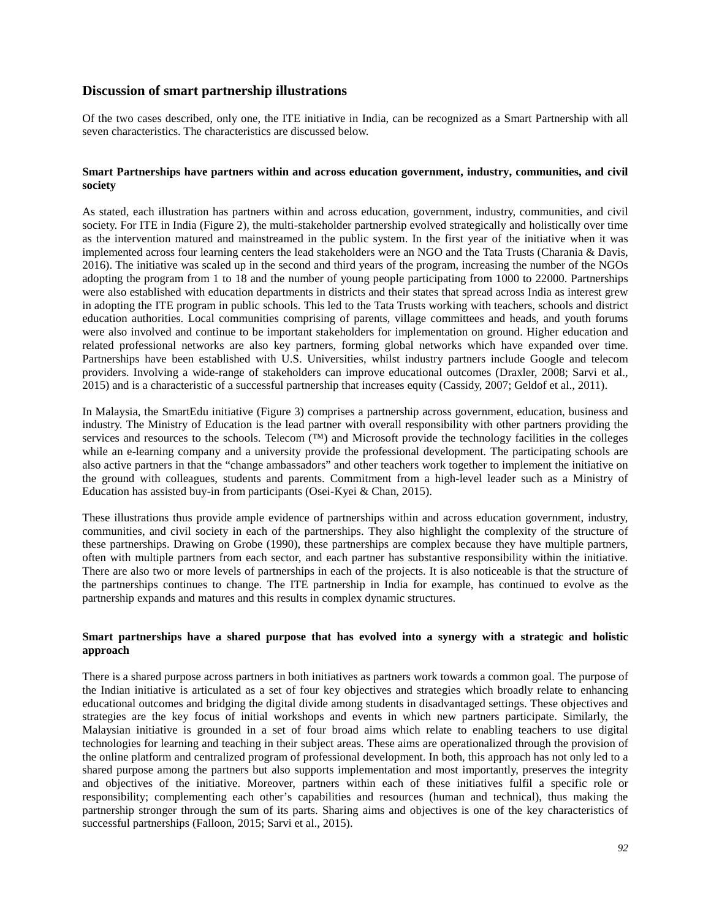## Discussion of smart partnership illustrations

Of the two cases described, only one, the ITE initiative in India, can be recognized as a Smart Partnership with all seven characteristics. The characteristics are discussed below.

### Smart Partnerships have partners within and across education government, industry, communities, and civil society

As stated, each illustration has partners within and across education, government, industry, communities, and civil society. For ITE in India (Figure 2), the multi-stakeholder partnership evolved strategically and holistically over time as the intervention matured and mainstreamed in the public system. In the first year of the initiative when it was implemented across four learning centers the lead stakeholders were an NGO and the Tata Trusts (Charania & Davis, 2016). The initiative was scaled up in the second and third years of the program, increasing the number of the NGOs adopting the program from 1 to 18 and the number of young people participating from 1000 to 22000. Partnerships were also established with education departments in districts and their states that spread across India as interest grew in adopting the ITE program in public schools. This led to the Tata Trusts working with teachers, schools and district education authorities. Local communities comprising of parents, village committees and heads, and youth forums were also involved and continue to be important stakeholders for implementation on ground. Higher education and related professional networks are also key partners, forming global networks which have expanded over time. Partnerships have been established with U.S. Universities, whilst industry partners include Google and telecom providers. Involving a wide-range of stakeholders can improve educational outcomes (Draxler, 2008; Sarvi et al., 2015) and is a characteristic of a successful partnership that increases equity (Cassidy, 2007; Geldof et al., 2011).

In Malaysia, the SmartEdu initiative (Figure 3) comprises a partnership across government, education, business and industry. The Ministry of Education is the lead partner with overall responsibility with other partners providing the services and resources to the schools. Telecom (™) and Microsoft provide the technology facilities in the colleges while an e-learning company and a university provide the professional development. The participating schools are also active partners in that the "change ambassadors" and other teachers work together to implement the initiative on the ground with colleagues, students and parents. Commitment from a high-level leader such as a Ministry of Education has assisted buy-in from participants (Osei-Kyei & Chan, 2015).

These illustrations thus provide ample evidence of partnerships within and across education government, industry, communities, and civil society in each of the partnerships. They also highlight the complexity of the structure of these partnerships. Drawing on Grobe (1990), these partnerships are complex because they have multiple partners, often with multiple partners from each sector, and each partner has substantive responsibility within the initiative. There are also two or more levels of partnerships in each of the projects. It is also noticeable is that the structure of the partnerships continues to change. The ITE partnership in India for example, has continued to evolve as the partnership expands and matures and this results in complex dynamic structures.

### Smart partnerships have a shared purpose that has evolved into a synergy with a strategic and holistic approach

There is a shared purpose across partners in both initiatives as partners work towards a common goal. The purpose of the Indian initiative is articulated as a set of four key objectives and strategies which broadly relate to enhancing educational outcomes and bridging the digital divide among students in disadvantaged settings. These objectives and strategies are the key focus of initial workshops and events in which new partners participate. Similarly, the Malaysian initiative is grounded in a set of four broad aims which relate to enabling teachers to use digital technologies for learning and teaching in their subject areas. These aims are operationalized through the provision of the online platform and centralized program of professional development. In both, this approach has not only led to a shared purpose among the partners but also supports implementation and most importantly, preserves the integrity and objectives of the initiative. Moreover, partners within each of these initiatives fulfil a specific role or responsibility; complementing each other's capabilities and resources (human and technical), thus making the partnership stronger through the sum of its parts. Sharing aims and objectives is one of the key characteristics of successful partnerships (Falloon, 2015; Sarvi et al., 2015).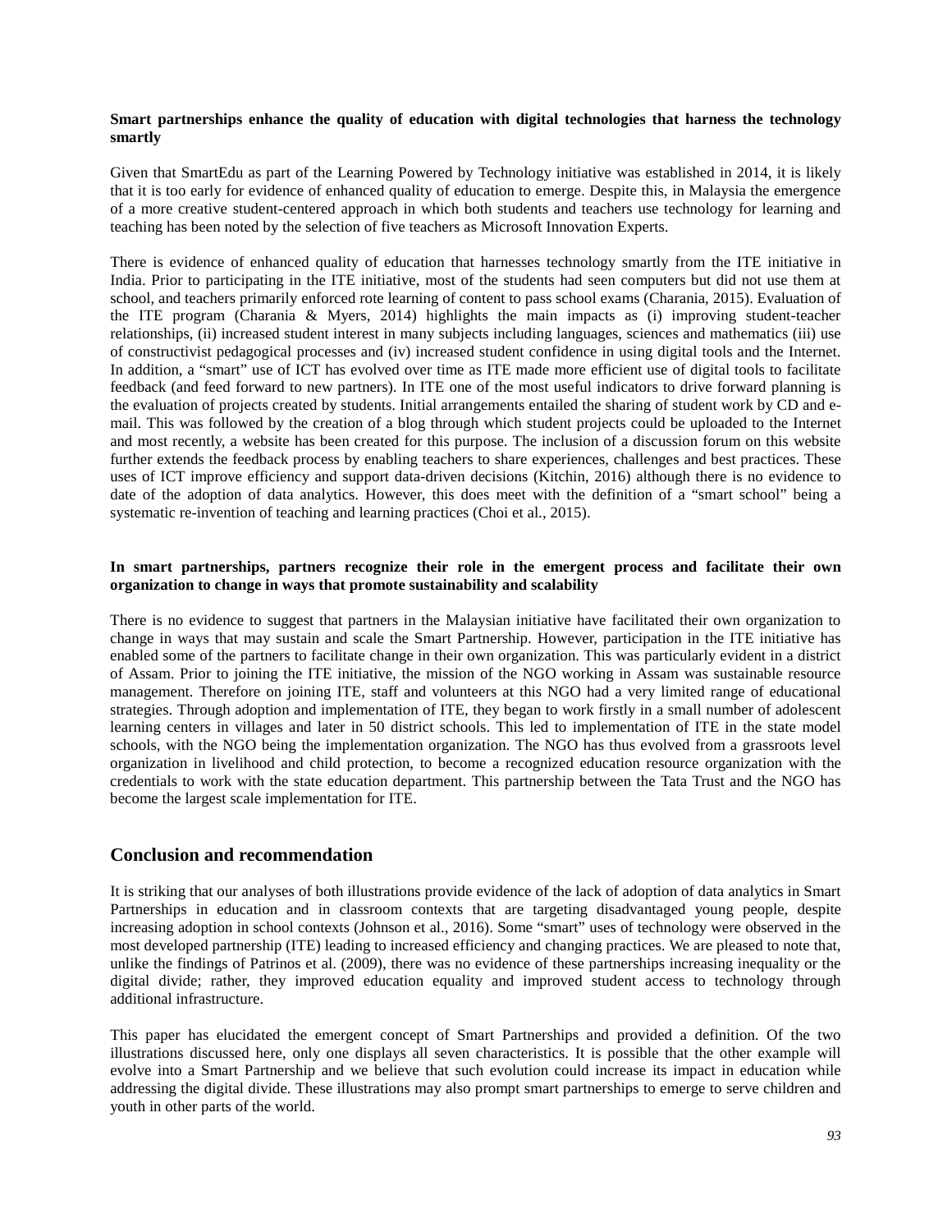**Smart partnerships enhance the quality of education with digital technologies that harness the technology smartly**

Given that SmartEdu as part of the Learning Powered by Technology initiative was established in 2014, it is likely that it is too early for evidence of enhanced quality of education to emerge. Despite this, in Malaysia the emergence of a more creative student-centered approach in which both students and teachers use technology for learning and teaching has been noted by the selection of five teachers as Microsoft Innovation Experts.

There is evidence of enhanced quality of education that harnesses technology smartly from the ITE initiative in India. Prior to participating in the ITE initiative, most of the students had seen computers but did not use them at school, and teachers primarily enforced rote learning of content to pass school exams (Charania, 2015). Evaluation of the ITE program (Charania & Myers, 2014) highlights the main impacts as (i) improving student-teacher relationships, (ii) increased student interest in many subjects including languages, sciences and mathematics (iii) use of constructivist pedagogical processes and (iv) increased student confidence in using digital tools and the Internet. In addition, a "smart" use of ICT has evolved over time as ITE made more efficient use of digital tools to facilitate feedback (and feed forward to new partners). In ITE one of the most useful indicators to drive forward planning is the evaluation of projects created by students. Initial arrangements entailed the sharing of student work by CD and e-mail. This was followed by the creation of a blog through which student projects could be uploaded to the Internet and most recently, a website has been created for this purpose. The inclusion of a discussion forum on this website further extends the feedback process by enabling teachers to share experiences, challenges and best practices. These uses of ICT improve efficiency and support data-driven decisions (Kitchin, 2016) although there is no evidence to date of the adoption of data analytics. However, this does meet with the definition of a "smart school" being a systematic re-invention of teaching and learning practices (Choi et al., 2015).

**In smart partnerships, partners recognize their role in the emergent process and facilitate their own organization to change in ways that promote sustainability and scalability**

There is no evidence to suggest that partners in the Malaysian initiative have facilitated their own organization to change in ways that may sustain and scale the Smart Partnership. However, participation in the ITE initiative has enabled some of the partners to facilitate change in their own organization. This was particularly evident in a district of Assam. Prior to joining the ITE initiative, the mission of the NGO working in Assam was sustainable resource management. Therefore on joining ITE, staff and volunteers at this NGO had a very limited range of educational strategies. Through adoption and implementation of ITE, they began to work firstly in a small number of adolescent learning centers in villages and later in 50 district schools. This led to implementation of ITE in the state model schools, with the NGO being the implementation organization. The NGO has thus evolved from a grassroots level organization in livelihood and child protection, to become a recognized education resource organization with the credentials to work with the state education department. This partnership between the Tata Trust and the NGO has become the largest scale implementation for ITE.

## Conclusion and recommendation

It is striking that our analyses of both illustrations provide evidence of the lack of adoption of data analytics in Smart Partnerships in education and in classroom contexts that are targeting disadvantaged young people, despite increasing adoption in school contexts (Johnson et al., 2016). Some "smart" uses of technology were observed in the most developed partnership (ITE) leading to increased efficiency and changing practices. We are pleased to note that, unlike the findings of Patrinos et al. (2009), there was no evidence of these partnerships increasing inequality or the digital divide; rather, they improved education equality and improved student access to technology through additional infrastructure.

This paper has elucidated the emergent concept of Smart Partnerships and provided a definition. Of the two illustrations discussed here, only one displays all seven characteristics. It is possible that the other example will evolve into a Smart Partnership and we believe that such evolution could increase its impact in education while addressing the digital divide. These illustrations may also prompt smart partnerships to emerge to serve children and youth in other parts of the world.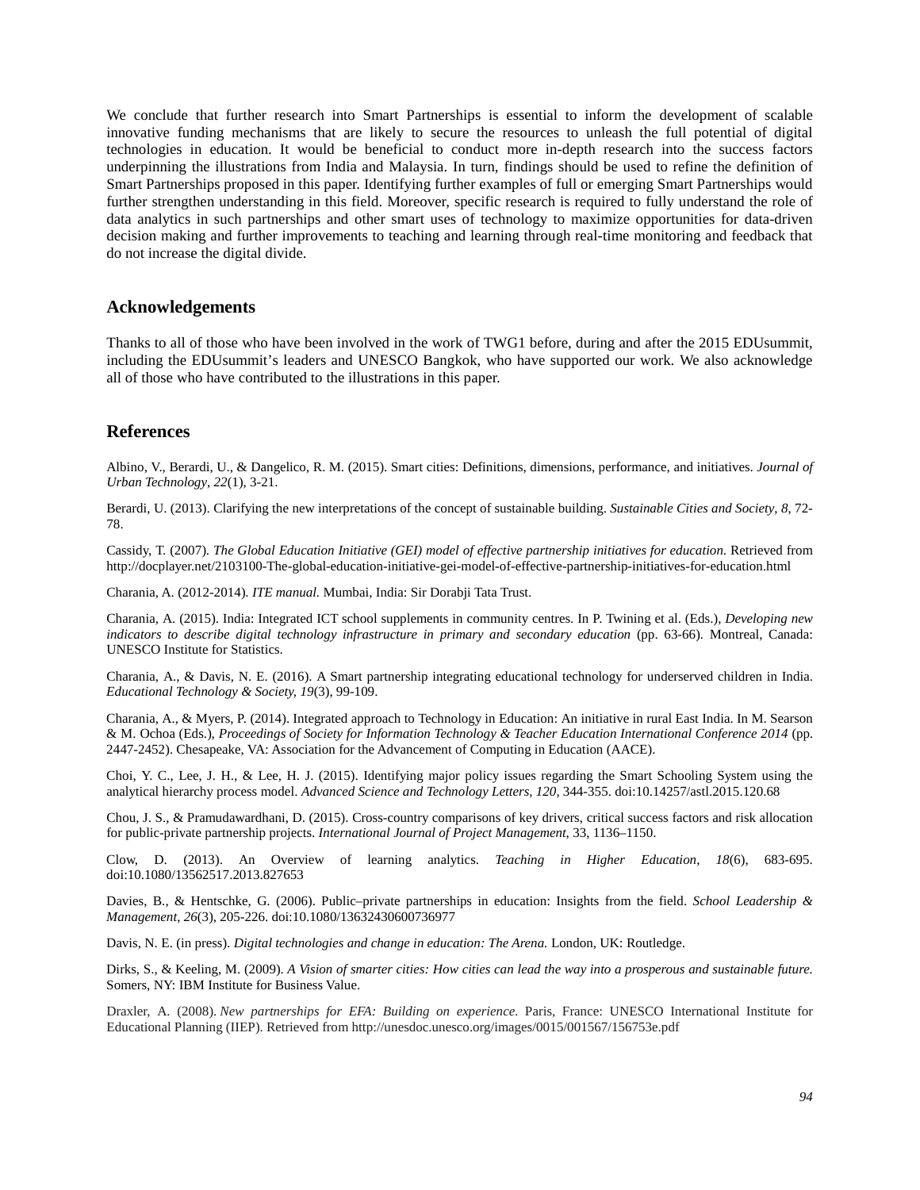We conclude that further research into Smart Partnerships is essential to inform the development of scalable innovative funding mechanisms that are likely to secure the resources to unleash the full potential of digital technologies in education. It would be beneficial to conduct more in-depth research into the success factors underpinning the illustrations from India and Malaysia. In turn, findings should be used to refine the definition of Smart Partnerships proposed in this paper. Identifying further examples of full or emerging Smart Partnerships would further strengthen understanding in this field. Moreover, specific research is required to fully understand the role of data analytics in such partnerships and other smart uses of technology to maximize opportunities for data-driven decision making and further improvements to teaching and learning through real-time monitoring and feedback that do not increase the digital divide.

## Acknowledgements

Thanks to all of those who have been involved in the work of TWG1 before, during and after the 2015 EDUsummit, including the EDUsummit's leaders and UNESCO Bangkok, who have supported our work. We also acknowledge all of those who have contributed to the illustrations in this paper.

## References

Albino, V., Berardi, U., & Dangelico, R. M. (2015). Smart cities: Definitions, dimensions, performance, and initiatives. *Journal of Urban Technology*, *22*(1), 3-21.

Berardi, U. (2013). Clarifying the new interpretations of the concept of sustainable building. *Sustainable Cities and Society*, *8*, 72-78.

Cassidy, T. (2007). *The Global Education Initiative (GEI) model of effective partnership initiatives for education.* Retrieved from http://docplayer.net/2103100-The-global-education-initiative-gei-model-of-effective-partnership-initiatives-for-education.html

Charania, A. (2012-2014). *ITE manual.* Mumbai, India: Sir Dorabji Tata Trust.

Charania, A. (2015). India: Integrated ICT school supplements in community centres. In P. Twining et al. (Eds.), *Developing new indicators to describe digital technology infrastructure in primary and secondary education* (pp. 63-66). Montreal, Canada: UNESCO Institute for Statistics.

Charania, A., & Davis, N. E. (2016). A Smart partnership integrating educational technology for underserved children in India. *Educational Technology & Society, 19*(3), 99-109.

Charania, A., & Myers, P. (2014). Integrated approach to Technology in Education: An initiative in rural East India. In M. Searson & M. Ochoa (Eds.), *Proceedings of Society for Information Technology & Teacher Education International Conference 2014* (pp. 2447-2452). Chesapeake, VA: Association for the Advancement of Computing in Education (AACE).

Choi, Y. C., Lee, J. H., & Lee, H. J. (2015). Identifying major policy issues regarding the Smart Schooling System using the analytical hierarchy process model. *Advanced Science and Technology Letters, 120,* 344-355. doi:10.14257/astl.2015.120.68

Chou, J. S., & Pramudawardhani, D. (2015). Cross-country comparisons of key drivers, critical success factors and risk allocation for public-private partnership projects. *International Journal of Project Management*, 33, 1136–1150.

Clow, D. (2013). An Overview of learning analytics. *Teaching in Higher Education*, *18*(6), 683-695. doi:10.1080/13562517.2013.827653

Davies, B., & Hentschke, G. (2006). Public–private partnerships in education: Insights from the field. *School Leadership & Management*, *26*(3), 205-226. doi:10.1080/13632430600736977

Davis, N. E. (in press). *Digital technologies and change in education: The Arena.* London, UK: Routledge.

Dirks, S., & Keeling, M. (2009). *A Vision of smarter cities: How cities can lead the way into a prosperous and sustainable future.* Somers, NY: IBM Institute for Business Value.

Draxler, A. (2008). *New partnerships for EFA: Building on experience.* Paris, France: UNESCO International Institute for Educational Planning (IIEP). Retrieved from http://unesdoc.unesco.org/images/0015/001567/156753e.pdf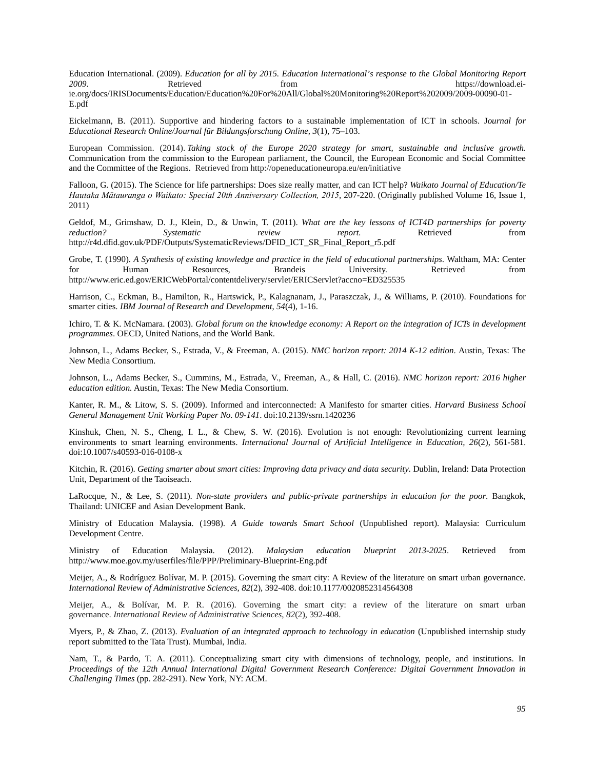Education International. (2009). *Education for all by 2015. Education International's response to the Global Monitoring Report 2009*. Retrieved from https://download.ei-ie.org/docs/IRISDocuments/Education/Education%20For%20All/Global%20Monitoring%20Report%202009/2009-00090-01-E.pdf

Eickelmann, B. (2011). Supportive and hindering factors to a sustainable implementation of ICT in schools. *Journal for Educational Research Online/Journal für Bildungsforschung Online, 3*(1), 75–103.

European Commission. (2014). *Taking stock of the Europe 2020 strategy for smart, sustainable and inclusive growth.* Communication from the commission to the European parliament, the Council, the European Economic and Social Committee and the Committee of the Regions. Retrieved from http://openeducationeuropa.eu/en/initiative

Falloon, G. (2015). The Science for life partnerships: Does size really matter, and can ICT help? *Waikato Journal of Education/Te Hautaka Mātauranga o Waikato: Special 20th Anniversary Collection, 2015*, 207-220. (Originally published Volume 16, Issue 1, 2011)

Geldof, M., Grimshaw, D. J., Klein, D., & Unwin, T. (2011). *What are the key lessons of ICT4D partnerships for poverty reduction? Systematic review report.* Retrieved from http://r4d.dfid.gov.uk/PDF/Outputs/SystematicReviews/DFID_ICT_SR_Final_Report_r5.pdf

Grobe, T. (1990). *A Synthesis of existing knowledge and practice in the field of educational partnerships*. Waltham, MA: Center for Human Resources, Brandeis University. Retrieved from http://www.eric.ed.gov/ERICWebPortal/contentdelivery/servlet/ERICServlet?accno=ED325535

Harrison, C., Eckman, B., Hamilton, R., Hartswick, P., Kalagnanam, J., Paraszczak, J., & Williams, P. (2010). Foundations for smarter cities. *IBM Journal of Research and Development, 54*(4), 1-16.

Ichiro, T. & K. McNamara. (2003). *Global forum on the knowledge economy: A Report on the integration of ICTs in development programmes*. OECD, United Nations, and the World Bank.

Johnson, L., Adams Becker, S., Estrada, V., & Freeman, A. (2015). *NMC horizon report: 2014 K-12 edition*. Austin, Texas: The New Media Consortium.

Johnson, L., Adams Becker, S., Cummins, M., Estrada, V., Freeman, A., & Hall, C. (2016). *NMC horizon report: 2016 higher education edition.* Austin, Texas: The New Media Consortium.

Kanter, R. M., & Litow, S. S. (2009). Informed and interconnected: A Manifesto for smarter cities. *Harvard Business School General Management Unit Working Paper No. 09-141*. doi:10.2139/ssrn.1420236

Kinshuk, Chen, N. S., Cheng, I. L., & Chew, S. W. (2016). Evolution is not enough: Revolutionizing current learning environments to smart learning environments. *International Journal of Artificial Intelligence in Education, 26*(2), 561-581. doi:10.1007/s40593-016-0108-x

Kitchin, R. (2016). *Getting smarter about smart cities: Improving data privacy and data security*. Dublin, Ireland: Data Protection Unit, Department of the Taoiseach.

LaRocque, N., & Lee, S. (2011). *Non-state providers and public-private partnerships in education for the poor*. Bangkok, Thailand: UNICEF and Asian Development Bank.

Ministry of Education Malaysia. (1998). *A Guide towards Smart School* (Unpublished report). Malaysia: Curriculum Development Centre.

Ministry of Education Malaysia. (2012). *Malaysian education blueprint 2013-2025*. Retrieved from http://www.moe.gov.my/userfiles/file/PPP/Preliminary-Blueprint-Eng.pdf

Meijer, A., & Rodríguez Bolívar, M. P. (2015). Governing the smart city: A Review of the literature on smart urban governance. *International Review of Administrative Sciences, 82*(2), 392-408. doi:10.1177/0020852314564308

Meijer, A., & Bolívar, M. P. R. (2016). Governing the smart city: a review of the literature on smart urban governance. *International Review of Administrative Sciences*, *82*(2), 392-408.

Myers, P., & Zhao, Z. (2013). *Evaluation of an integrated approach to technology in education* (Unpublished internship study report submitted to the Tata Trust). Mumbai, India.

Nam, T., & Pardo, T. A. (2011). Conceptualizing smart city with dimensions of technology, people, and institutions. In *Proceedings of the 12th Annual International Digital Government Research Conference: Digital Government Innovation in Challenging Times* (pp. 282-291). New York, NY: ACM.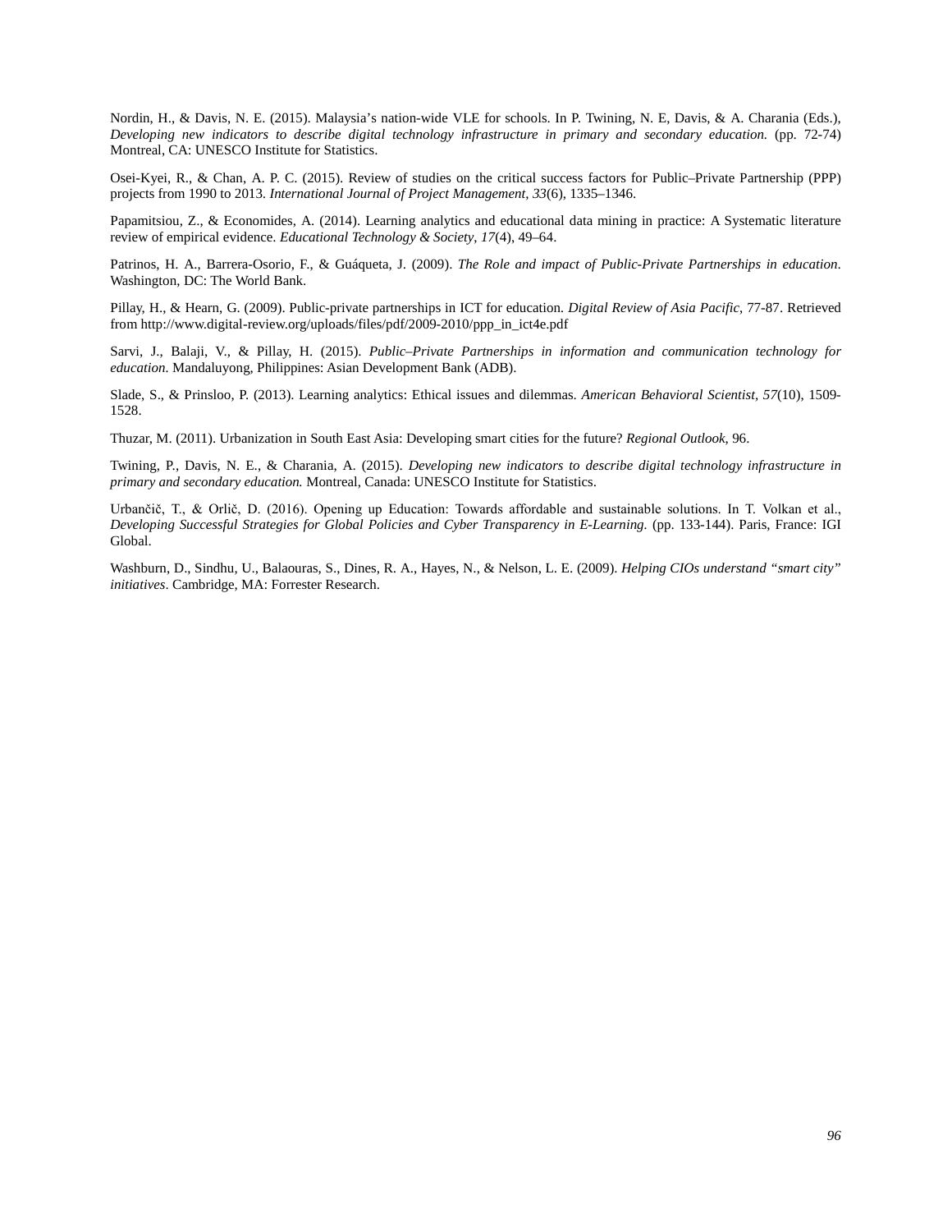Nordin, H., & Davis, N. E. (2015). Malaysia's nation-wide VLE for schools. In P. Twining, N. E, Davis, & A. Charania (Eds.), *Developing new indicators to describe digital technology infrastructure in primary and secondary education.* (pp. 72-74) Montreal, CA: UNESCO Institute for Statistics.

Osei-Kyei, R., & Chan, A. P. C. (2015). Review of studies on the critical success factors for Public–Private Partnership (PPP) projects from 1990 to 2013. *International Journal of Project Management*, *33*(6), 1335–1346.

Papamitsiou, Z., & Economides, A. (2014). Learning analytics and educational data mining in practice: A Systematic literature review of empirical evidence. *Educational Technology & Society*, *17*(4), 49–64.

Patrinos, H. A., Barrera-Osorio, F., & Guáqueta, J. (2009). *The Role and impact of Public-Private Partnerships in education*. Washington, DC: The World Bank.

Pillay, H., & Hearn, G. (2009). Public-private partnerships in ICT for education. *Digital Review of Asia Pacific*, 77-87. Retrieved from http://www.digital-review.org/uploads/files/pdf/2009-2010/ppp_in_ict4e.pdf

Sarvi, J., Balaji, V., & Pillay, H. (2015). *Public–Private Partnerships in information and communication technology for education*. Mandaluyong, Philippines: Asian Development Bank (ADB).

Slade, S., & Prinsloo, P. (2013). Learning analytics: Ethical issues and dilemmas. *American Behavioral Scientist*, *57*(10), 1509-1528.

Thuzar, M. (2011). Urbanization in South East Asia: Developing smart cities for the future? *Regional Outlook*, 96.

Twining, P., Davis, N. E., & Charania, A. (2015). *Developing new indicators to describe digital technology infrastructure in primary and secondary education.* Montreal, Canada: UNESCO Institute for Statistics.

Urbančič, T., & Orlič, D. (2016). Opening up Education: Towards affordable and sustainable solutions. In T. Volkan et al., *Developing Successful Strategies for Global Policies and Cyber Transparency in E-Learning*. (pp. 133-144). Paris, France: IGI Global.

Washburn, D., Sindhu, U., Balaouras, S., Dines, R. A., Hayes, N., & Nelson, L. E. (2009). *Helping CIOs understand "smart city" initiatives*. Cambridge, MA: Forrester Research.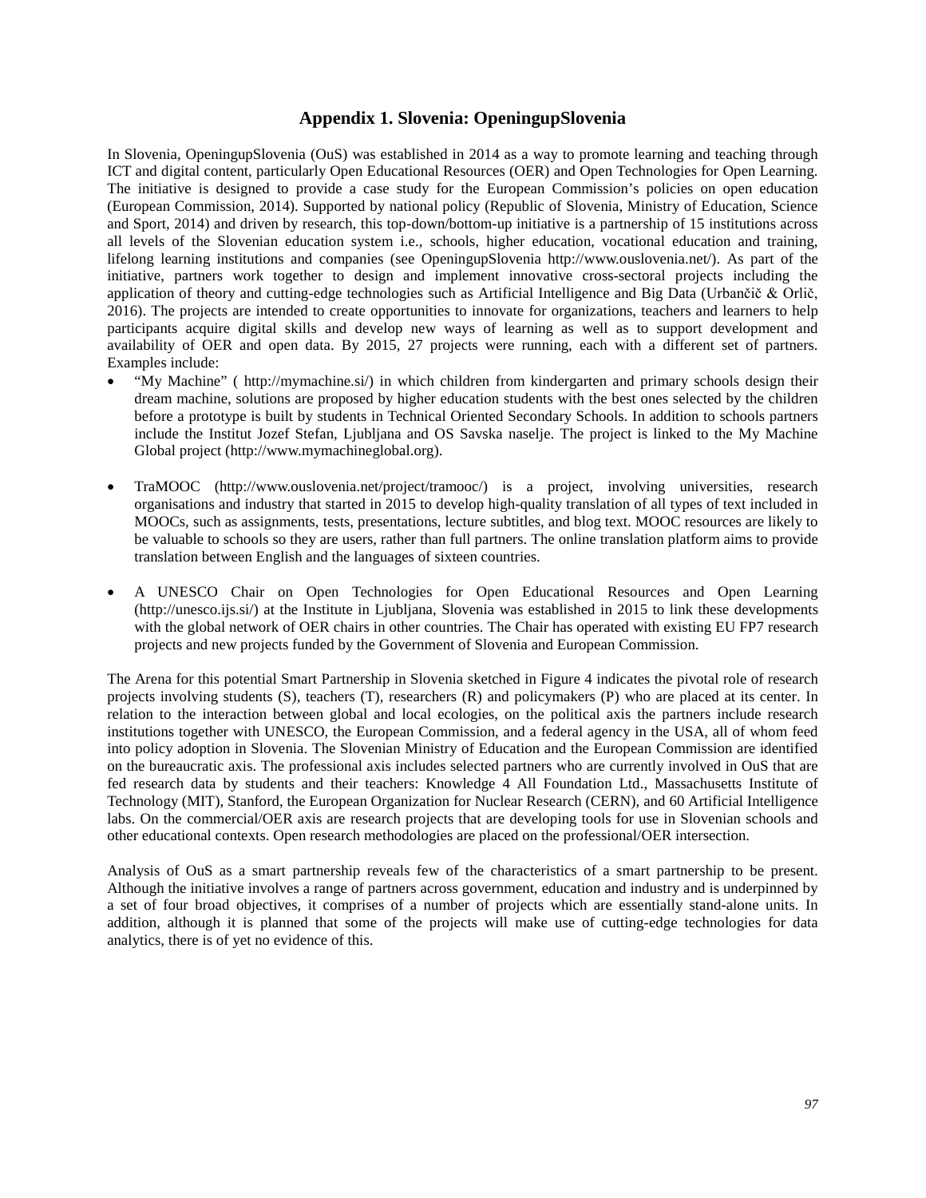## Appendix 1. Slovenia: OpeningupSlovenia

In Slovenia, OpeningupSlovenia (OuS) was established in 2014 as a way to promote learning and teaching through ICT and digital content, particularly Open Educational Resources (OER) and Open Technologies for Open Learning. The initiative is designed to provide a case study for the European Commission's policies on open education (European Commission, 2014). Supported by national policy (Republic of Slovenia, Ministry of Education, Science and Sport, 2014) and driven by research, this top-down/bottom-up initiative is a partnership of 15 institutions across all levels of the Slovenian education system i.e., schools, higher education, vocational education and training, lifelong learning institutions and companies (see OpeningupSlovenia http://www.ouslovenia.net/). As part of the initiative, partners work together to design and implement innovative cross-sectoral projects including the application of theory and cutting-edge technologies such as Artificial Intelligence and Big Data (Urbančič & Orlič, 2016). The projects are intended to create opportunities to innovate for organizations, teachers and learners to help participants acquire digital skills and develop new ways of learning as well as to support development and availability of OER and open data. By 2015, 27 projects were running, each with a different set of partners. Examples include:

- "My Machine" ( http://mymachine.si/) in which children from kindergarten and primary schools design their dream machine, solutions are proposed by higher education students with the best ones selected by the children before a prototype is built by students in Technical Oriented Secondary Schools. In addition to schools partners include the Institut Jozef Stefan, Ljubljana and OS Savska naselje. The project is linked to the My Machine Global project (http://www.mymachineglobal.org).

- TraMOOC (http://www.ouslovenia.net/project/tramooc/) is a project, involving universities, research organisations and industry that started in 2015 to develop high-quality translation of all types of text included in MOOCs, such as assignments, tests, presentations, lecture subtitles, and blog text. MOOC resources are likely to be valuable to schools so they are users, rather than full partners. The online translation platform aims to provide translation between English and the languages of sixteen countries.

- A UNESCO Chair on Open Technologies for Open Educational Resources and Open Learning (http://unesco.ijs.si/) at the Institute in Ljubljana, Slovenia was established in 2015 to link these developments with the global network of OER chairs in other countries. The Chair has operated with existing EU FP7 research projects and new projects funded by the Government of Slovenia and European Commission.

The Arena for this potential Smart Partnership in Slovenia sketched in Figure 4 indicates the pivotal role of research projects involving students (S), teachers (T), researchers (R) and policymakers (P) who are placed at its center. In relation to the interaction between global and local ecologies, on the political axis the partners include research institutions together with UNESCO, the European Commission, and a federal agency in the USA, all of whom feed into policy adoption in Slovenia. The Slovenian Ministry of Education and the European Commission are identified on the bureaucratic axis. The professional axis includes selected partners who are currently involved in OuS that are fed research data by students and their teachers: Knowledge 4 All Foundation Ltd., Massachusetts Institute of Technology (MIT), Stanford, the European Organization for Nuclear Research (CERN), and 60 Artificial Intelligence labs. On the commercial/OER axis are research projects that are developing tools for use in Slovenian schools and other educational contexts. Open research methodologies are placed on the professional/OER intersection.

Analysis of OuS as a smart partnership reveals few of the characteristics of a smart partnership to be present. Although the initiative involves a range of partners across government, education and industry and is underpinned by a set of four broad objectives, it comprises of a number of projects which are essentially stand-alone units. In addition, although it is planned that some of the projects will make use of cutting-edge technologies for data analytics, there is of yet no evidence of this.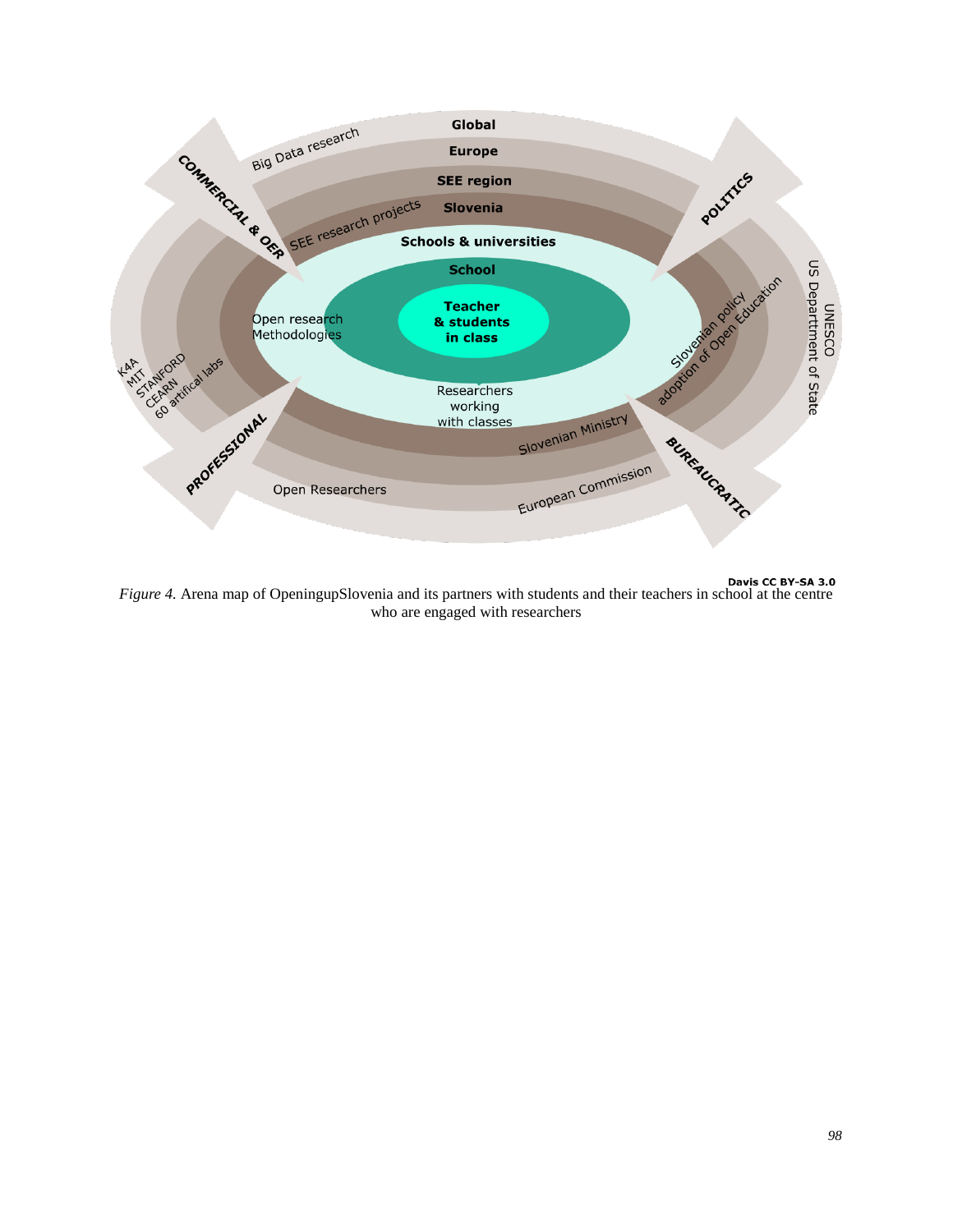Global

Europe

SEE region

Slovenia

Schools & universities

School

Teacher & students in class

Big Data research

SEE research projects

COMMERCIAL & OER

POLITICS

Open research Methodologies

K4A MIT STANFORD CEARN 60 artifical labs

Slovenian policy adoption of Open Education

UNESCO US Departtment of State

Researchers working with classes

Slovenian Ministry

European Commission

PROFESSIONAL

BUREAUCRATIC

Open Researchers

Davis CC BY-SA 3.0

*Figure 4.* Arena map of OpeningupSlovenia and its partners with students and their teachers in school at the centre who are engaged with researchers